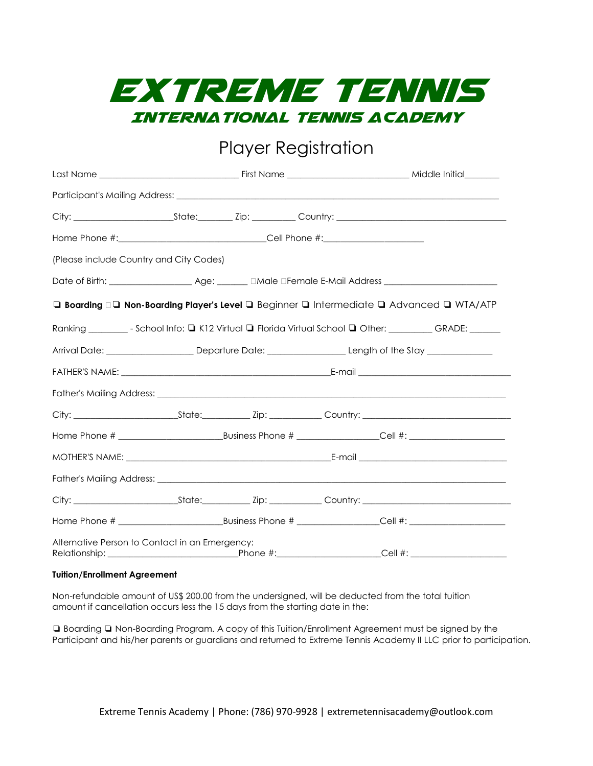# EXTREME TENNIS

## INTERNATIONAL TENNIS ACADEMY

## Player Registration

Last Name ______________________________ First Name __________________________ Middle Initial________

Participant's Mailing Address: ___________________________________________________________________________

City: _____________________State:________ Zip: _________ Country: ____________________________________

Home Phone #:_______________________________Cell Phone #:_____________________

(Please include Country and City Codes)

Date of Birth: _________________ Age: _______ □Male □Female E-Mail Address ________________________

❏ **Boarding** □❏ **Non-Boarding Player's Level** ❏ Beginner ❏ Intermediate ❏ Advanced ❏ WTA/ATP

Ranking ________ - School Info: ❏ K12 Virtual ❏ Florida Virtual School ❏ Other: _________ GRADE: _______

Arrival Date: __________________ Departure Date: ________________ Length of the Stay ______________

FATHER'S NAME: ____________________________________________E-mail ________________________________

Father's Mailing Address: ___________________________________________________________________________

City: _____________________State:__________ Zip: ___________ Country: _______________________________

Home Phone # ______________________Business Phone # _________________Cell #: ____________________

MOTHER'S NAME: ___________________________________________E-mail _______________________________

Father's Mailing Address: ___________________________________________________________________________

City: _____________________State:__________ Zip: ___________ Country: _______________________________

Home Phone # ______________________Business Phone # _________________Cell #: ____________________

Alternative Person to Contact in an Emergency:
Relationship: ___________________________Phone #:_____________________Cell #: ____________________

**Tuition/Enrollment Agreement**

Non-refundable amount of US$ 200.00 from the undersigned, will be deducted from the total tuition amount if cancellation occurs less the 15 days from the starting date in the:

❏ Boarding ❏ Non-Boarding Program. A copy of this Tuition/Enrollment Agreement must be signed by the Participant and his/her parents or guardians and returned to Extreme Tennis Academy II LLC prior to participation.

Extreme Tennis Academy | Phone: (786) 970-9928 | extremetennisacademy@outlook.com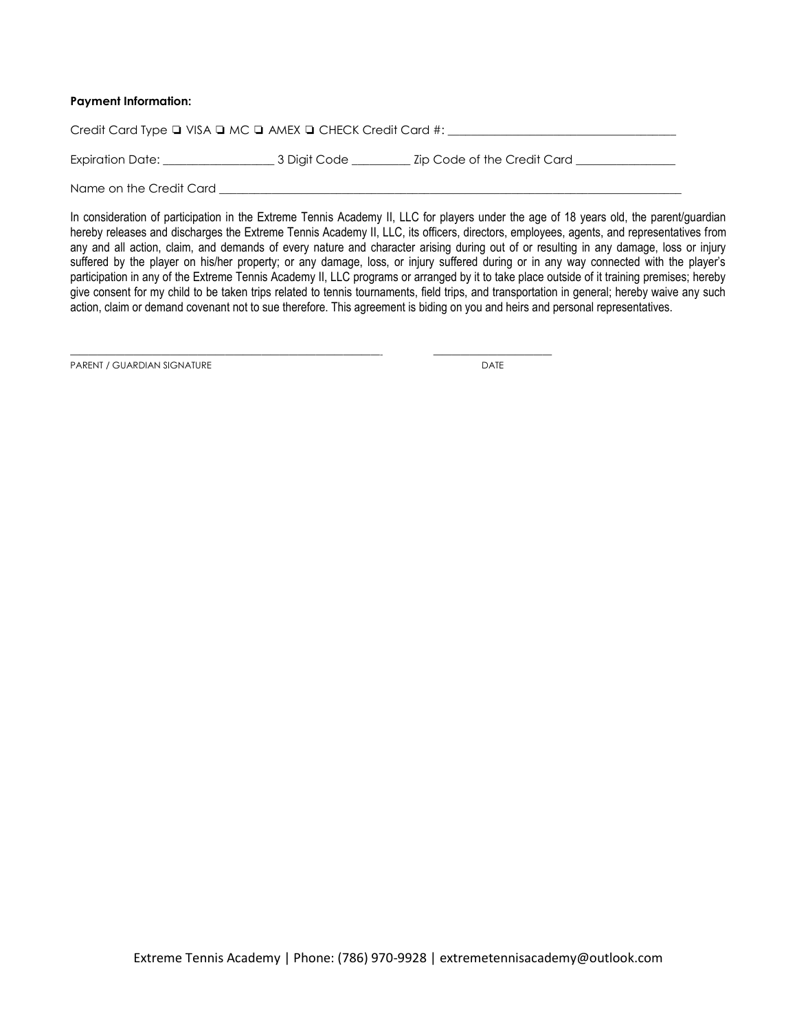**Payment Information:**

Credit Card Type ❑ VISA ❑ MC ❑ AMEX ❑ CHECK Credit Card #: ______________________________________

Expiration Date: __________________ 3 Digit Code _________ Zip Code of the Credit Card ________________

Name on the Credit Card ________________________________________________________________________________

In consideration of participation in the Extreme Tennis Academy II, LLC for players under the age of 18 years old, the parent/guardian hereby releases and discharges the Extreme Tennis Academy II, LLC, its officers, directors, employees, agents, and representatives from any and all action, claim, and demands of every nature and character arising during out of or resulting in any damage, loss or injury suffered by the player on his/her property; or any damage, loss, or injury suffered during or in any way connected with the player's participation in any of the Extreme Tennis Academy II, LLC programs or arranged by it to take place outside of it training premises; hereby give consent for my child to be taken trips related to tennis tournaments, field trips, and transportation in general; hereby waive any such action, claim or demand covenant not to sue therefore. This agreement is biding on you and heirs and personal representatives.

______________________________________________________ ____________________

PARENT / GUARDIAN SIGNATURE DATE

Extreme Tennis Academy | Phone: (786) 970-9928 | extremetennisacademy@outlook.com